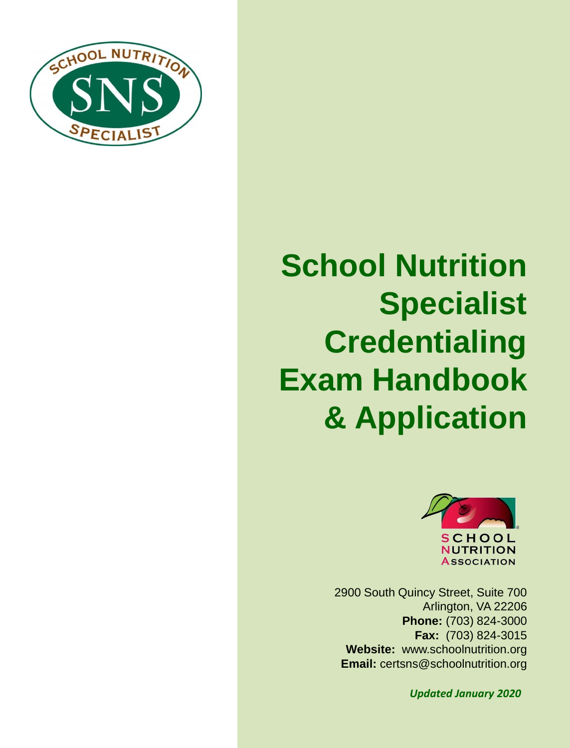# School Nutrition Specialist Credentialing Exam Handbook & Application

2900 South Quincy Street, Suite 700
Arlington, VA 22206
**Phone:** (703) 824-3000
**Fax:** (703) 824-3015
**Website:** www.schoolnutrition.org
**Email:** certsns@schoolnutrition.org

***Updated January 2020***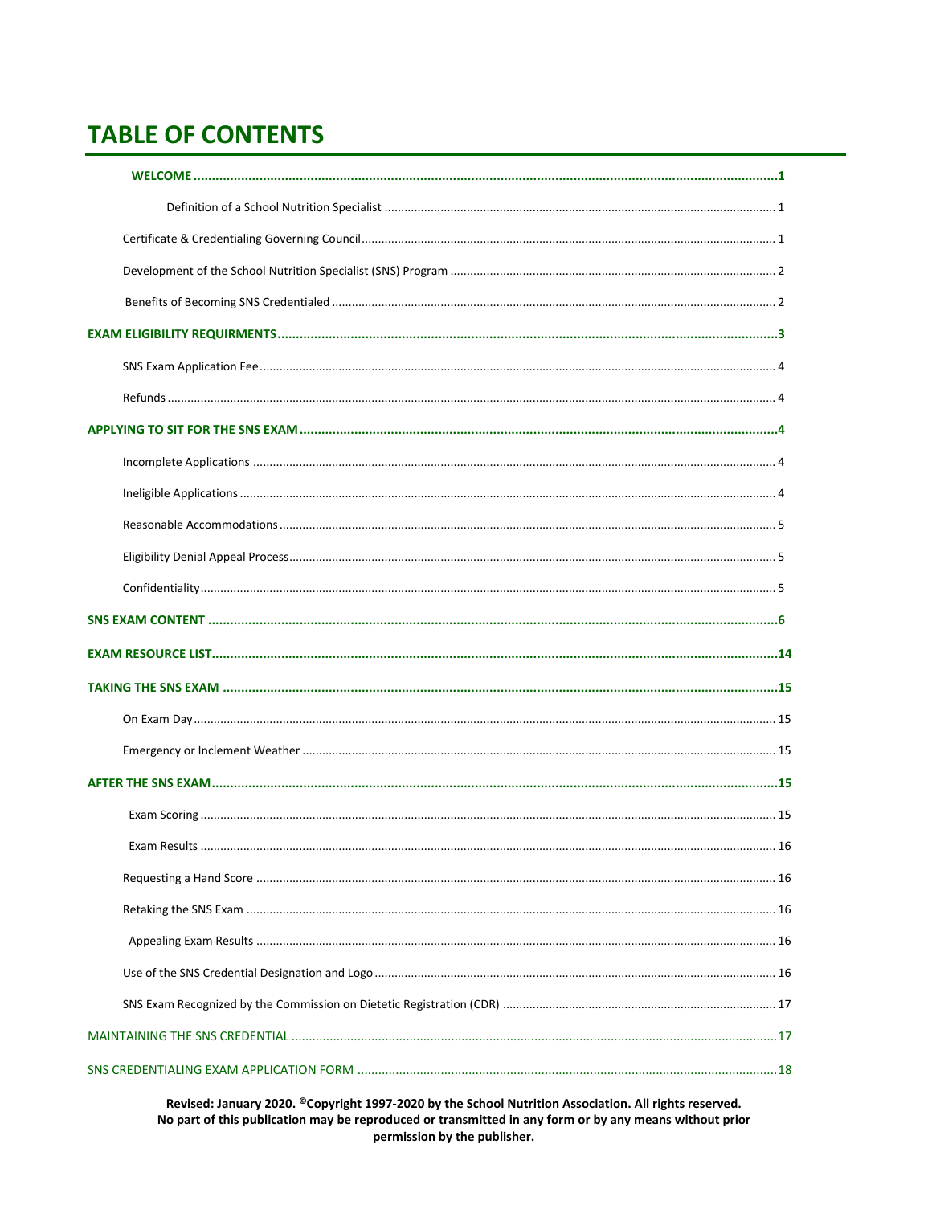# TABLE OF CONTENTS

- **WELCOME** ..... 1
  - Definition of a School Nutrition Specialist ..... 1
  - Certificate & Credentialing Governing Council ..... 1
  - Development of the School Nutrition Specialist (SNS) Program ..... 2
  - Benefits of Becoming SNS Credentialed ..... 2
- **EXAM ELIGIBILITY REQUIRMENTS** ..... 3
  - SNS Exam Application Fee ..... 4
  - Refunds ..... 4
- **APPLYING TO SIT FOR THE SNS EXAM** ..... 4
  - Incomplete Applications ..... 4
  - Ineligible Applications ..... 4
  - Reasonable Accommodations ..... 5
  - Eligibility Denial Appeal Process ..... 5
  - Confidentiality ..... 5
- **SNS EXAM CONTENT** ..... 6
- **EXAM RESOURCE LIST** ..... 14
- **TAKING THE SNS EXAM** ..... 15
  - On Exam Day ..... 15
  - Emergency or Inclement Weather ..... 15
- **AFTER THE SNS EXAM** ..... 15
  - Exam Scoring ..... 15
  - Exam Results ..... 16
  - Requesting a Hand Score ..... 16
  - Retaking the SNS Exam ..... 16
  - Appealing Exam Results ..... 16
  - Use of the SNS Credential Designation and Logo ..... 16
  - SNS Exam Recognized by the Commission on Dietetic Registration (CDR) ..... 17
- MAINTAINING THE SNS CREDENTIAL ..... 17
- SNS CREDENTIALING EXAM APPLICATION FORM ..... 18

**Revised: January 2020. ©Copyright 1997-2020 by the School Nutrition Association. All rights reserved. No part of this publication may be reproduced or transmitted in any form or by any means without prior permission by the publisher.**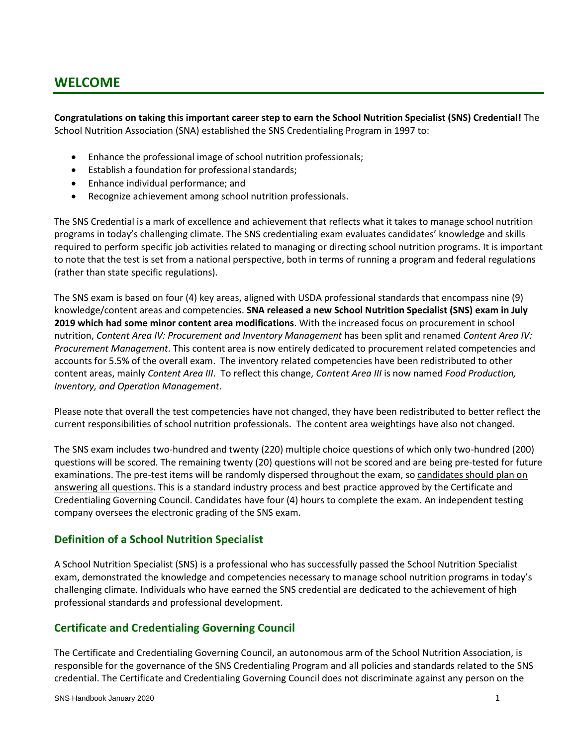# WELCOME

**Congratulations on taking this important career step to earn the School Nutrition Specialist (SNS) Credential!** The School Nutrition Association (SNA) established the SNS Credentialing Program in 1997 to:

- Enhance the professional image of school nutrition professionals;
- Establish a foundation for professional standards;
- Enhance individual performance; and
- Recognize achievement among school nutrition professionals.

The SNS Credential is a mark of excellence and achievement that reflects what it takes to manage school nutrition programs in today's challenging climate. The SNS credentialing exam evaluates candidates' knowledge and skills required to perform specific job activities related to managing or directing school nutrition programs. It is important to note that the test is set from a national perspective, both in terms of running a program and federal regulations (rather than state specific regulations).

The SNS exam is based on four (4) key areas, aligned with USDA professional standards that encompass nine (9) knowledge/content areas and competencies. **SNA released a new School Nutrition Specialist (SNS) exam in July 2019 which had some minor content area modifications**. With the increased focus on procurement in school nutrition, *Content Area IV: Procurement and Inventory Management* has been split and renamed *Content Area IV: Procurement Management*. This content area is now entirely dedicated to procurement related competencies and accounts for 5.5% of the overall exam. The inventory related competencies have been redistributed to other content areas, mainly *Content Area III*. To reflect this change, *Content Area III* is now named *Food Production, Inventory, and Operation Management*.

Please note that overall the test competencies have not changed, they have been redistributed to better reflect the current responsibilities of school nutrition professionals. The content area weightings have also not changed.

The SNS exam includes two-hundred and twenty (220) multiple choice questions of which only two-hundred (200) questions will be scored. The remaining twenty (20) questions will not be scored and are being pre-tested for future examinations. The pre-test items will be randomly dispersed throughout the exam, so candidates should plan on answering all questions. This is a standard industry process and best practice approved by the Certificate and Credentialing Governing Council. Candidates have four (4) hours to complete the exam. An independent testing company oversees the electronic grading of the SNS exam.

## Definition of a School Nutrition Specialist

A School Nutrition Specialist (SNS) is a professional who has successfully passed the School Nutrition Specialist exam, demonstrated the knowledge and competencies necessary to manage school nutrition programs in today's challenging climate. Individuals who have earned the SNS credential are dedicated to the achievement of high professional standards and professional development.

## Certificate and Credentialing Governing Council

The Certificate and Credentialing Governing Council, an autonomous arm of the School Nutrition Association, is responsible for the governance of the SNS Credentialing Program and all policies and standards related to the SNS credential. The Certificate and Credentialing Governing Council does not discriminate against any person on the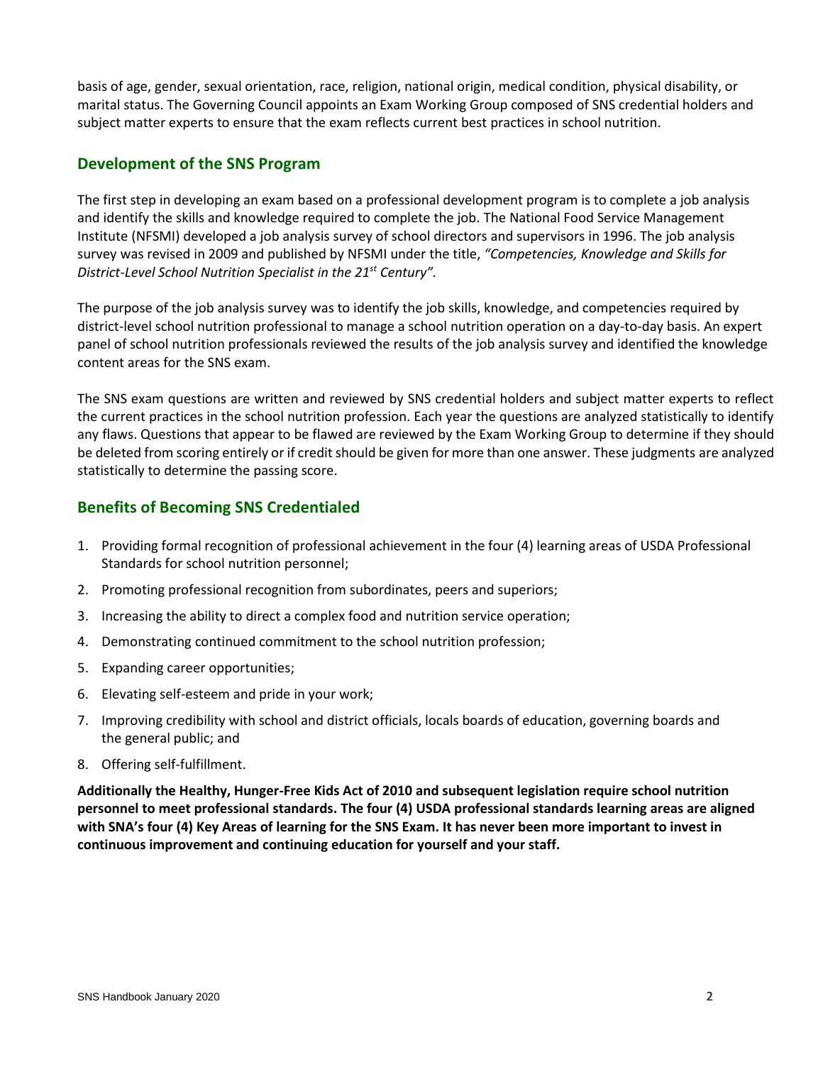basis of age, gender, sexual orientation, race, religion, national origin, medical condition, physical disability, or marital status. The Governing Council appoints an Exam Working Group composed of SNS credential holders and subject matter experts to ensure that the exam reflects current best practices in school nutrition.

## Development of the SNS Program

The first step in developing an exam based on a professional development program is to complete a job analysis and identify the skills and knowledge required to complete the job. The National Food Service Management Institute (NFSMI) developed a job analysis survey of school directors and supervisors in 1996. The job analysis survey was revised in 2009 and published by NFSMI under the title, *"Competencies, Knowledge and Skills for District-Level School Nutrition Specialist in the 21st Century".*

The purpose of the job analysis survey was to identify the job skills, knowledge, and competencies required by district-level school nutrition professional to manage a school nutrition operation on a day-to-day basis. An expert panel of school nutrition professionals reviewed the results of the job analysis survey and identified the knowledge content areas for the SNS exam.

The SNS exam questions are written and reviewed by SNS credential holders and subject matter experts to reflect the current practices in the school nutrition profession. Each year the questions are analyzed statistically to identify any flaws. Questions that appear to be flawed are reviewed by the Exam Working Group to determine if they should be deleted from scoring entirely or if credit should be given for more than one answer. These judgments are analyzed statistically to determine the passing score.

## Benefits of Becoming SNS Credentialed

1. Providing formal recognition of professional achievement in the four (4) learning areas of USDA Professional Standards for school nutrition personnel;
2. Promoting professional recognition from subordinates, peers and superiors;
3. Increasing the ability to direct a complex food and nutrition service operation;
4. Demonstrating continued commitment to the school nutrition profession;
5. Expanding career opportunities;
6. Elevating self-esteem and pride in your work;
7. Improving credibility with school and district officials, locals boards of education, governing boards and the general public; and
8. Offering self-fulfillment.

**Additionally the Healthy, Hunger-Free Kids Act of 2010 and subsequent legislation require school nutrition personnel to meet professional standards. The four (4) USDA professional standards learning areas are aligned with SNA's four (4) Key Areas of learning for the SNS Exam. It has never been more important to invest in continuous improvement and continuing education for yourself and your staff.**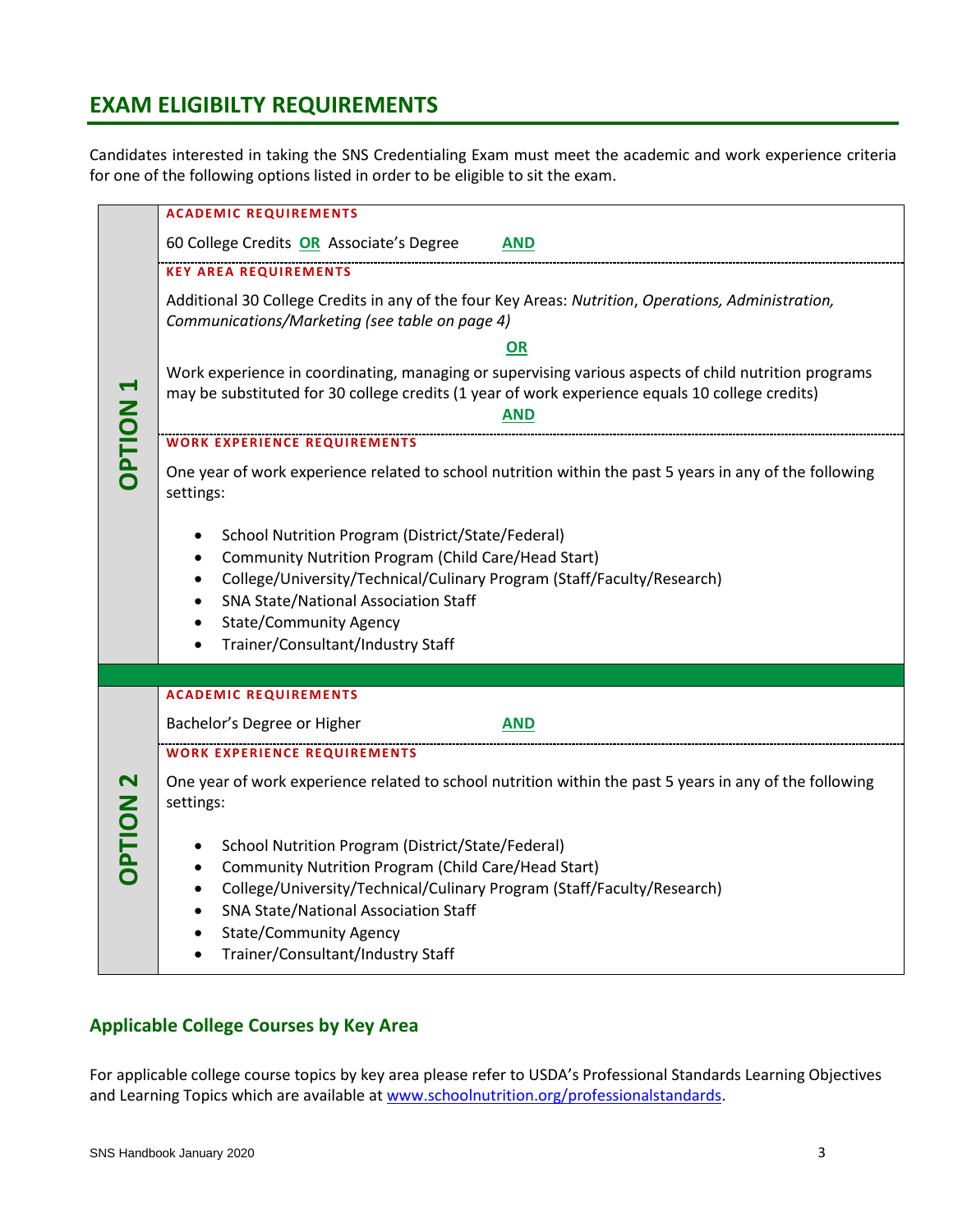## EXAM ELIGIBILTY REQUIREMENTS

Candidates interested in taking the SNS Credentialing Exam must meet the academic and work experience criteria for one of the following options listed in order to be eligible to sit the exam.

### OPTION 1

**ACADEMIC REQUIREMENTS**

60 College Credits **OR** Associate's Degree **AND**

**KEY AREA REQUIREMENTS**

Additional 30 College Credits in any of the four Key Areas: *Nutrition*, *Operations, Administration, Communications/Marketing (see table on page 4)*

**OR**

Work experience in coordinating, managing or supervising various aspects of child nutrition programs may be substituted for 30 college credits (1 year of work experience equals 10 college credits)

**AND**

**WORK EXPERIENCE REQUIREMENTS**

One year of work experience related to school nutrition within the past 5 years in any of the following settings:

- School Nutrition Program (District/State/Federal)
- Community Nutrition Program (Child Care/Head Start)
- College/University/Technical/Culinary Program (Staff/Faculty/Research)
- SNA State/National Association Staff
- State/Community Agency
- Trainer/Consultant/Industry Staff

### OPTION 2

**ACADEMIC REQUIREMENTS**

Bachelor's Degree or Higher **AND**

**WORK EXPERIENCE REQUIREMENTS**

One year of work experience related to school nutrition within the past 5 years in any of the following settings:

- School Nutrition Program (District/State/Federal)
- Community Nutrition Program (Child Care/Head Start)
- College/University/Technical/Culinary Program (Staff/Faculty/Research)
- SNA State/National Association Staff
- State/Community Agency
- Trainer/Consultant/Industry Staff

### Applicable College Courses by Key Area

For applicable college course topics by key area please refer to USDA's Professional Standards Learning Objectives and Learning Topics which are available at www.schoolnutrition.org/professionalstandards.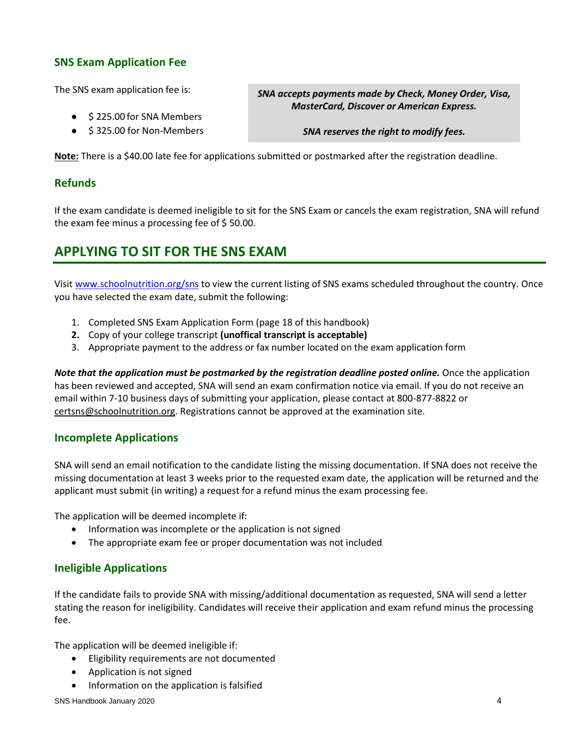### SNS Exam Application Fee

The SNS exam application fee is:

- $ 225.00 for SNA Members
- $ 325.00 for Non-Members

***SNA accepts payments made by Check, Money Order, Visa, MasterCard, Discover or American Express.***

***SNA reserves the right to modify fees.***

**Note:** There is a $40.00 late fee for applications submitted or postmarked after the registration deadline.

### Refunds

If the exam candidate is deemed ineligible to sit for the SNS Exam or cancels the exam registration, SNA will refund the exam fee minus a processing fee of $ 50.00.

## APPLYING TO SIT FOR THE SNS EXAM

Visit www.schoolnutrition.org/sns to view the current listing of SNS exams scheduled throughout the country. Once you have selected the exam date, submit the following:

1. Completed SNS Exam Application Form (page 18 of this handbook)
2. Copy of your college transcript **(unoffical transcript is acceptable)**
3. Appropriate payment to the address or fax number located on the exam application form

***Note that the application must be postmarked by the registration deadline posted online.*** Once the application has been reviewed and accepted, SNA will send an exam confirmation notice via email. If you do not receive an email within 7-10 business days of submitting your application, please contact at 800-877-8822 or certsns@schoolnutrition.org. Registrations cannot be approved at the examination site.

### Incomplete Applications

SNA will send an email notification to the candidate listing the missing documentation. If SNA does not receive the missing documentation at least 3 weeks prior to the requested exam date, the application will be returned and the applicant must submit (in writing) a request for a refund minus the exam processing fee.

The application will be deemed incomplete if:

- Information was incomplete or the application is not signed
- The appropriate exam fee or proper documentation was not included

### Ineligible Applications

If the candidate fails to provide SNA with missing/additional documentation as requested, SNA will send a letter stating the reason for ineligibility. Candidates will receive their application and exam refund minus the processing fee.

The application will be deemed ineligible if:

- Eligibility requirements are not documented
- Application is not signed
- Information on the application is falsified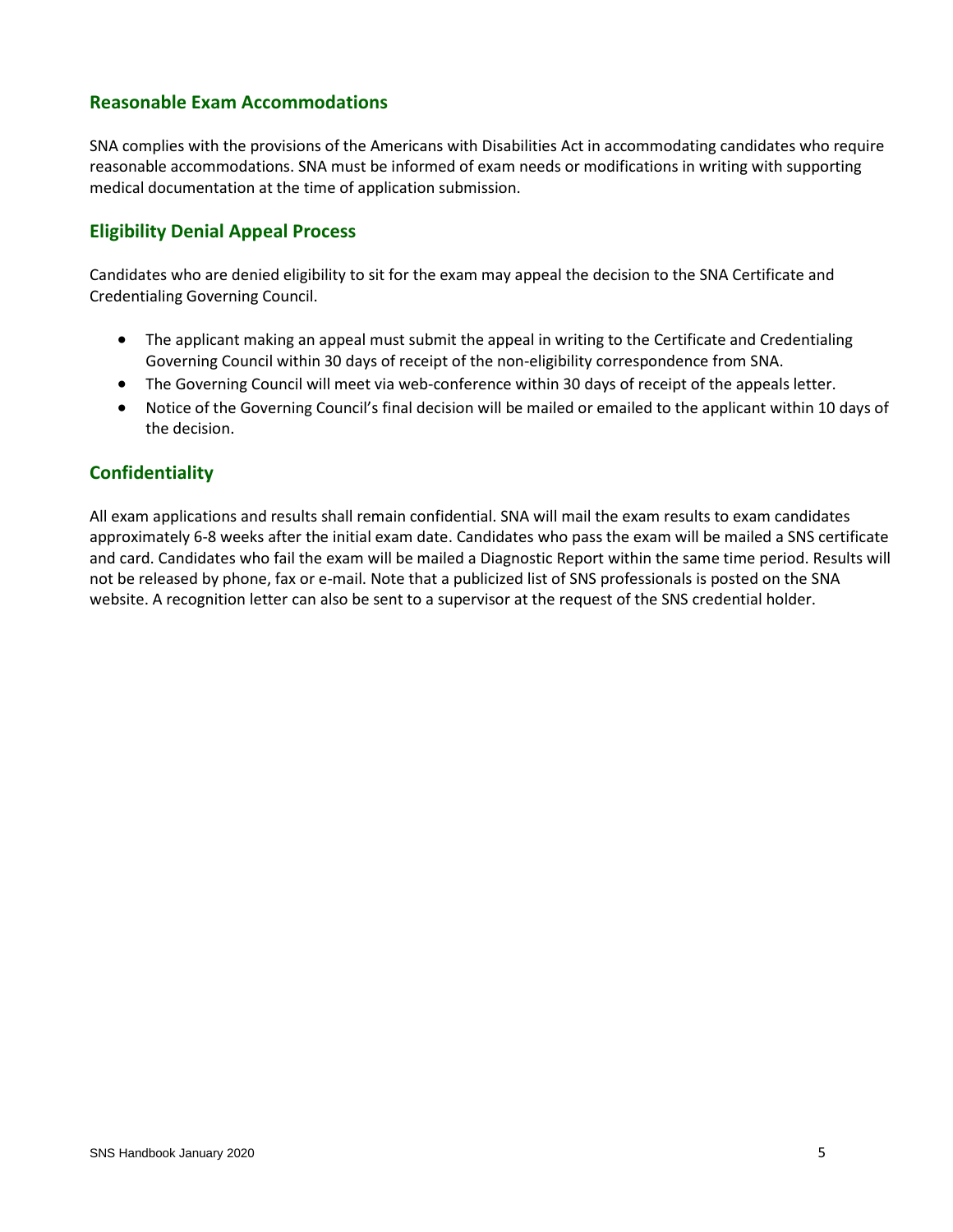## Reasonable Exam Accommodations

SNA complies with the provisions of the Americans with Disabilities Act in accommodating candidates who require reasonable accommodations. SNA must be informed of exam needs or modifications in writing with supporting medical documentation at the time of application submission.

## Eligibility Denial Appeal Process

Candidates who are denied eligibility to sit for the exam may appeal the decision to the SNA Certificate and Credentialing Governing Council.

- The applicant making an appeal must submit the appeal in writing to the Certificate and Credentialing Governing Council within 30 days of receipt of the non-eligibility correspondence from SNA.
- The Governing Council will meet via web-conference within 30 days of receipt of the appeals letter.
- Notice of the Governing Council's final decision will be mailed or emailed to the applicant within 10 days of the decision.

## Confidentiality

All exam applications and results shall remain confidential. SNA will mail the exam results to exam candidates approximately 6-8 weeks after the initial exam date. Candidates who pass the exam will be mailed a SNS certificate and card. Candidates who fail the exam will be mailed a Diagnostic Report within the same time period. Results will not be released by phone, fax or e-mail. Note that a publicized list of SNS professionals is posted on the SNA website. A recognition letter can also be sent to a supervisor at the request of the SNS credential holder.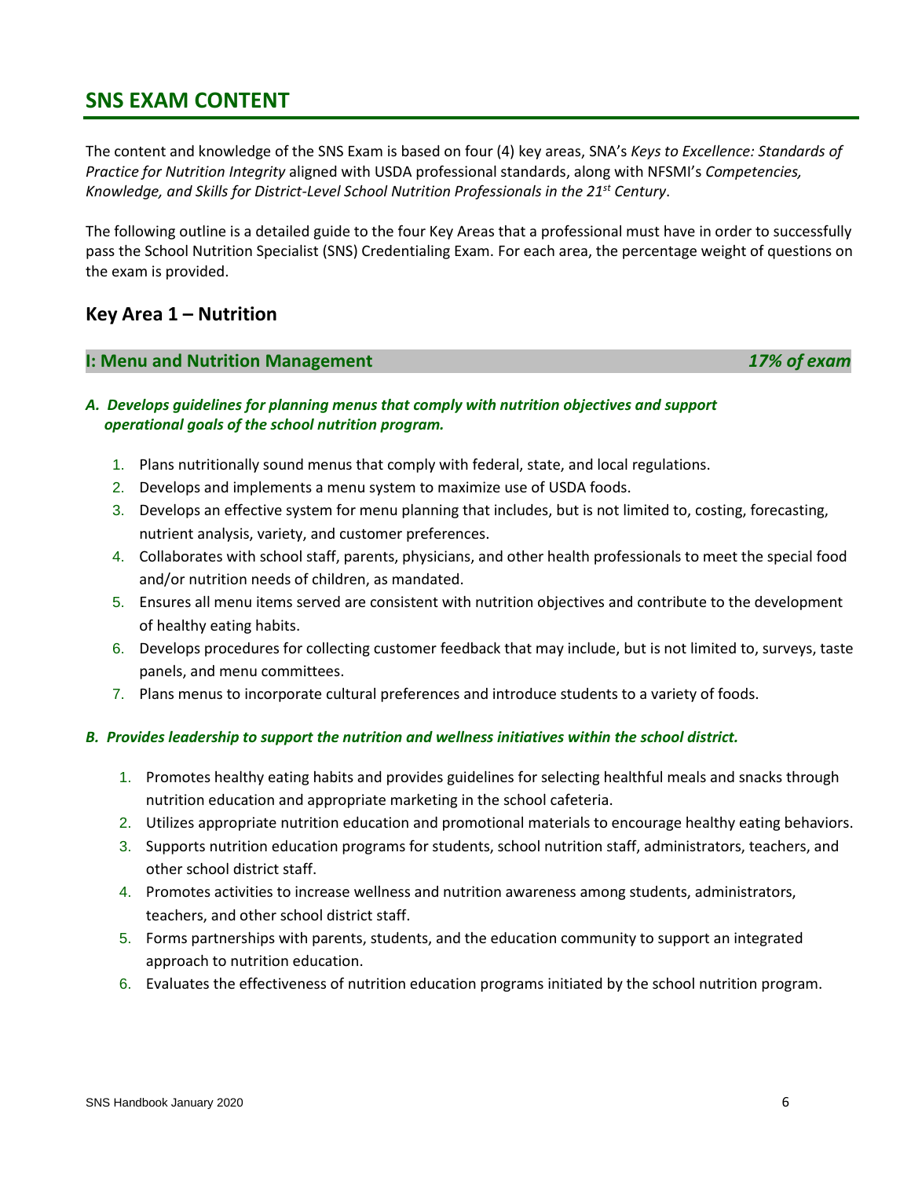## SNS EXAM CONTENT

The content and knowledge of the SNS Exam is based on four (4) key areas, SNA's *Keys to Excellence: Standards of Practice for Nutrition Integrity* aligned with USDA professional standards, along with NFSMI's *Competencies, Knowledge, and Skills for District-Level School Nutrition Professionals in the 21st Century*.

The following outline is a detailed guide to the four Key Areas that a professional must have in order to successfully pass the School Nutrition Specialist (SNS) Credentialing Exam. For each area, the percentage weight of questions on the exam is provided.

### Key Area 1 – Nutrition

#### I: Menu and Nutrition Management — *17% of exam*

***A. Develops guidelines for planning menus that comply with nutrition objectives and support operational goals of the school nutrition program.***

1. Plans nutritionally sound menus that comply with federal, state, and local regulations.
2. Develops and implements a menu system to maximize use of USDA foods.
3. Develops an effective system for menu planning that includes, but is not limited to, costing, forecasting, nutrient analysis, variety, and customer preferences.
4. Collaborates with school staff, parents, physicians, and other health professionals to meet the special food and/or nutrition needs of children, as mandated.
5. Ensures all menu items served are consistent with nutrition objectives and contribute to the development of healthy eating habits.
6. Develops procedures for collecting customer feedback that may include, but is not limited to, surveys, taste panels, and menu committees.
7. Plans menus to incorporate cultural preferences and introduce students to a variety of foods.

***B. Provides leadership to support the nutrition and wellness initiatives within the school district.***

1. Promotes healthy eating habits and provides guidelines for selecting healthful meals and snacks through nutrition education and appropriate marketing in the school cafeteria.
2. Utilizes appropriate nutrition education and promotional materials to encourage healthy eating behaviors.
3. Supports nutrition education programs for students, school nutrition staff, administrators, teachers, and other school district staff.
4. Promotes activities to increase wellness and nutrition awareness among students, administrators, teachers, and other school district staff.
5. Forms partnerships with parents, students, and the education community to support an integrated approach to nutrition education.
6. Evaluates the effectiveness of nutrition education programs initiated by the school nutrition program.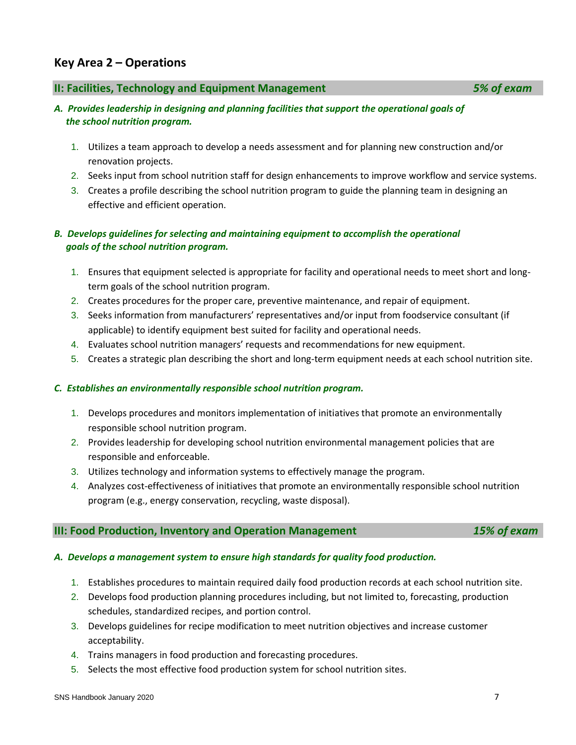## Key Area 2 – Operations

### II: Facilities, Technology and Equipment Management — *5% of exam*

***A. Provides leadership in designing and planning facilities that support the operational goals of the school nutrition program.***

1. Utilizes a team approach to develop a needs assessment and for planning new construction and/or renovation projects.
2. Seeks input from school nutrition staff for design enhancements to improve workflow and service systems.
3. Creates a profile describing the school nutrition program to guide the planning team in designing an effective and efficient operation.

***B. Develops guidelines for selecting and maintaining equipment to accomplish the operational goals of the school nutrition program.***

1. Ensures that equipment selected is appropriate for facility and operational needs to meet short and long-term goals of the school nutrition program.
2. Creates procedures for the proper care, preventive maintenance, and repair of equipment.
3. Seeks information from manufacturers' representatives and/or input from foodservice consultant (if applicable) to identify equipment best suited for facility and operational needs.
4. Evaluates school nutrition managers' requests and recommendations for new equipment.
5. Creates a strategic plan describing the short and long-term equipment needs at each school nutrition site.

***C. Establishes an environmentally responsible school nutrition program.***

1. Develops procedures and monitors implementation of initiatives that promote an environmentally responsible school nutrition program.
2. Provides leadership for developing school nutrition environmental management policies that are responsible and enforceable.
3. Utilizes technology and information systems to effectively manage the program.
4. Analyzes cost-effectiveness of initiatives that promote an environmentally responsible school nutrition program (e.g., energy conservation, recycling, waste disposal).

### III: Food Production, Inventory and Operation Management — *15% of exam*

***A. Develops a management system to ensure high standards for quality food production.***

1. Establishes procedures to maintain required daily food production records at each school nutrition site.
2. Develops food production planning procedures including, but not limited to, forecasting, production schedules, standardized recipes, and portion control.
3. Develops guidelines for recipe modification to meet nutrition objectives and increase customer acceptability.
4. Trains managers in food production and forecasting procedures.
5. Selects the most effective food production system for school nutrition sites.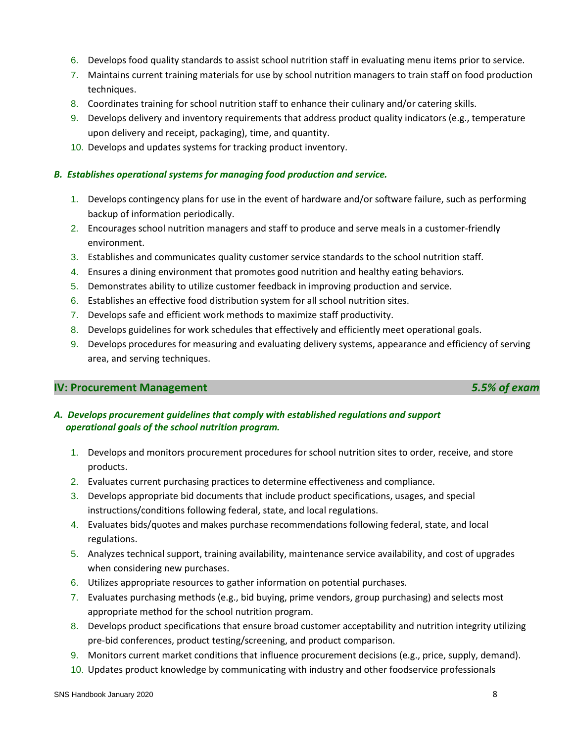6. Develops food quality standards to assist school nutrition staff in evaluating menu items prior to service.
7. Maintains current training materials for use by school nutrition managers to train staff on food production techniques.
8. Coordinates training for school nutrition staff to enhance their culinary and/or catering skills.
9. Develops delivery and inventory requirements that address product quality indicators (e.g., temperature upon delivery and receipt, packaging), time, and quantity.
10. Develops and updates systems for tracking product inventory.

***B. Establishes operational systems for managing food production and service.***

1. Develops contingency plans for use in the event of hardware and/or software failure, such as performing backup of information periodically.
2. Encourages school nutrition managers and staff to produce and serve meals in a customer-friendly environment.
3. Establishes and communicates quality customer service standards to the school nutrition staff.
4. Ensures a dining environment that promotes good nutrition and healthy eating behaviors.
5. Demonstrates ability to utilize customer feedback in improving production and service.
6. Establishes an effective food distribution system for all school nutrition sites.
7. Develops safe and efficient work methods to maximize staff productivity.
8. Develops guidelines for work schedules that effectively and efficiently meet operational goals.
9. Develops procedures for measuring and evaluating delivery systems, appearance and efficiency of serving area, and serving techniques.

## IV: Procurement Management — *5.5% of exam*

***A. Develops procurement guidelines that comply with established regulations and support operational goals of the school nutrition program.***

1. Develops and monitors procurement procedures for school nutrition sites to order, receive, and store products.
2. Evaluates current purchasing practices to determine effectiveness and compliance.
3. Develops appropriate bid documents that include product specifications, usages, and special instructions/conditions following federal, state, and local regulations.
4. Evaluates bids/quotes and makes purchase recommendations following federal, state, and local regulations.
5. Analyzes technical support, training availability, maintenance service availability, and cost of upgrades when considering new purchases.
6. Utilizes appropriate resources to gather information on potential purchases.
7. Evaluates purchasing methods (e.g., bid buying, prime vendors, group purchasing) and selects most appropriate method for the school nutrition program.
8. Develops product specifications that ensure broad customer acceptability and nutrition integrity utilizing pre-bid conferences, product testing/screening, and product comparison.
9. Monitors current market conditions that influence procurement decisions (e.g., price, supply, demand).
10. Updates product knowledge by communicating with industry and other foodservice professionals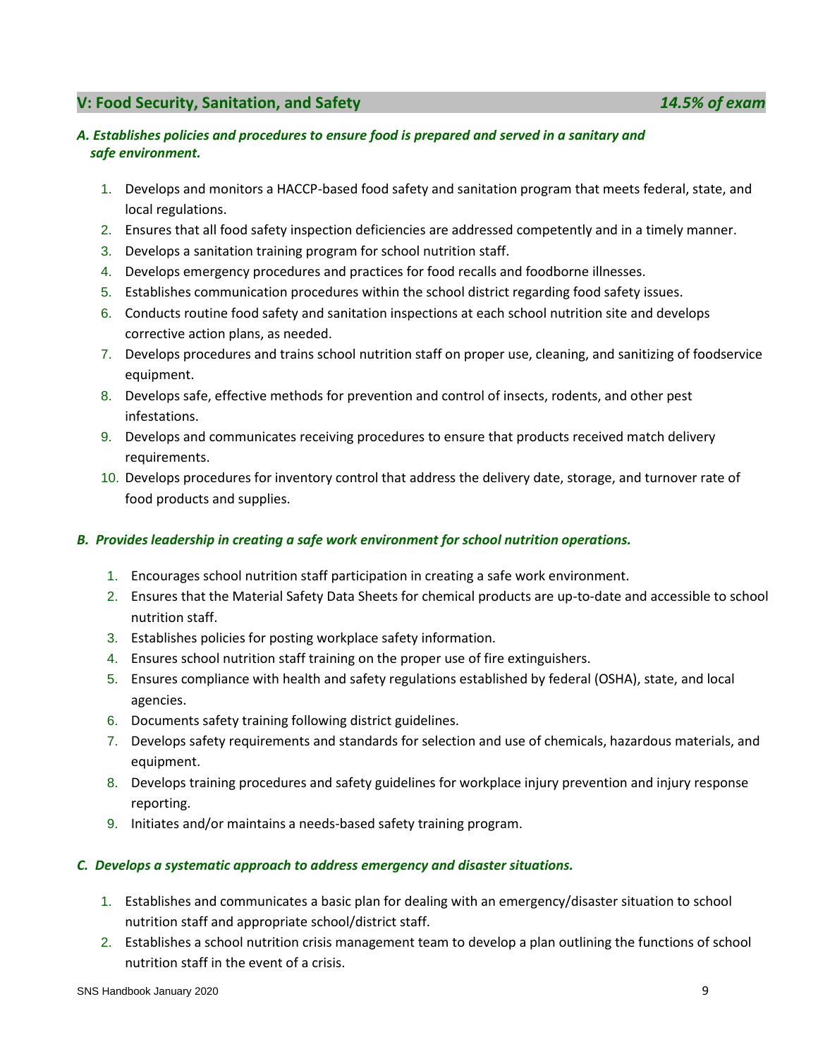## V: Food Security, Sanitation, and Safety *14.5% of exam*

### *A. Establishes policies and procedures to ensure food is prepared and served in a sanitary and safe environment.*

1. Develops and monitors a HACCP-based food safety and sanitation program that meets federal, state, and local regulations.
2. Ensures that all food safety inspection deficiencies are addressed competently and in a timely manner.
3. Develops a sanitation training program for school nutrition staff.
4. Develops emergency procedures and practices for food recalls and foodborne illnesses.
5. Establishes communication procedures within the school district regarding food safety issues.
6. Conducts routine food safety and sanitation inspections at each school nutrition site and develops corrective action plans, as needed.
7. Develops procedures and trains school nutrition staff on proper use, cleaning, and sanitizing of foodservice equipment.
8. Develops safe, effective methods for prevention and control of insects, rodents, and other pest infestations.
9. Develops and communicates receiving procedures to ensure that products received match delivery requirements.
10. Develops procedures for inventory control that address the delivery date, storage, and turnover rate of food products and supplies.

### *B. Provides leadership in creating a safe work environment for school nutrition operations.*

1. Encourages school nutrition staff participation in creating a safe work environment.
2. Ensures that the Material Safety Data Sheets for chemical products are up-to-date and accessible to school nutrition staff.
3. Establishes policies for posting workplace safety information.
4. Ensures school nutrition staff training on the proper use of fire extinguishers.
5. Ensures compliance with health and safety regulations established by federal (OSHA), state, and local agencies.
6. Documents safety training following district guidelines.
7. Develops safety requirements and standards for selection and use of chemicals, hazardous materials, and equipment.
8. Develops training procedures and safety guidelines for workplace injury prevention and injury response reporting.
9. Initiates and/or maintains a needs-based safety training program.

### *C. Develops a systematic approach to address emergency and disaster situations.*

1. Establishes and communicates a basic plan for dealing with an emergency/disaster situation to school nutrition staff and appropriate school/district staff.
2. Establishes a school nutrition crisis management team to develop a plan outlining the functions of school nutrition staff in the event of a crisis.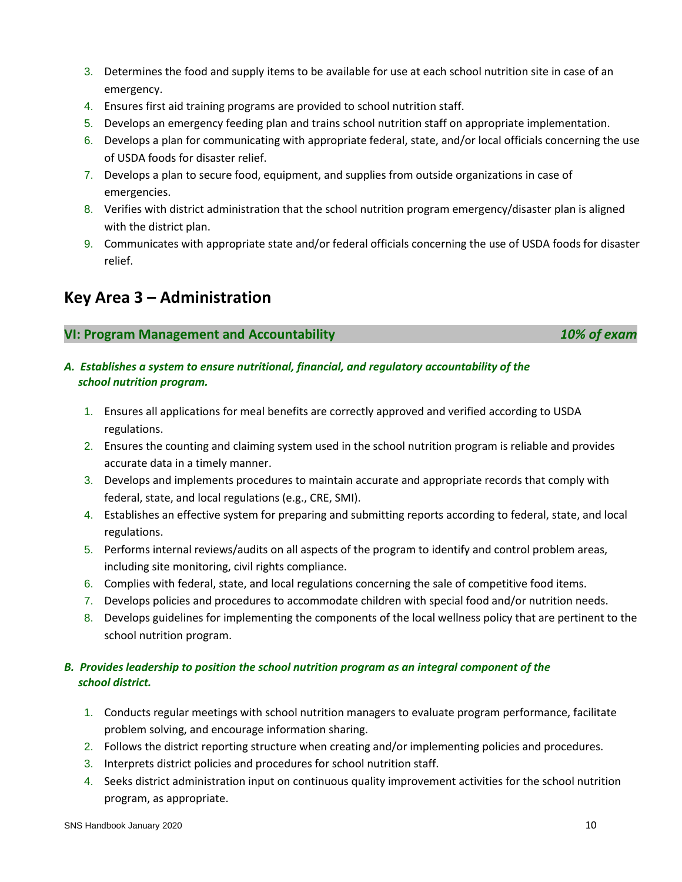3. Determines the food and supply items to be available for use at each school nutrition site in case of an emergency.
4. Ensures first aid training programs are provided to school nutrition staff.
5. Develops an emergency feeding plan and trains school nutrition staff on appropriate implementation.
6. Develops a plan for communicating with appropriate federal, state, and/or local officials concerning the use of USDA foods for disaster relief.
7. Develops a plan to secure food, equipment, and supplies from outside organizations in case of emergencies.
8. Verifies with district administration that the school nutrition program emergency/disaster plan is aligned with the district plan.
9. Communicates with appropriate state and/or federal officials concerning the use of USDA foods for disaster relief.

## Key Area 3 – Administration

### VI: Program Management and Accountability — *10% of exam*

***A. Establishes a system to ensure nutritional, financial, and regulatory accountability of the school nutrition program.***

1. Ensures all applications for meal benefits are correctly approved and verified according to USDA regulations.
2. Ensures the counting and claiming system used in the school nutrition program is reliable and provides accurate data in a timely manner.
3. Develops and implements procedures to maintain accurate and appropriate records that comply with federal, state, and local regulations (e.g., CRE, SMI).
4. Establishes an effective system for preparing and submitting reports according to federal, state, and local regulations.
5. Performs internal reviews/audits on all aspects of the program to identify and control problem areas, including site monitoring, civil rights compliance.
6. Complies with federal, state, and local regulations concerning the sale of competitive food items.
7. Develops policies and procedures to accommodate children with special food and/or nutrition needs.
8. Develops guidelines for implementing the components of the local wellness policy that are pertinent to the school nutrition program.

***B. Provides leadership to position the school nutrition program as an integral component of the school district.***

1. Conducts regular meetings with school nutrition managers to evaluate program performance, facilitate problem solving, and encourage information sharing.
2. Follows the district reporting structure when creating and/or implementing policies and procedures.
3. Interprets district policies and procedures for school nutrition staff.
4. Seeks district administration input on continuous quality improvement activities for the school nutrition program, as appropriate.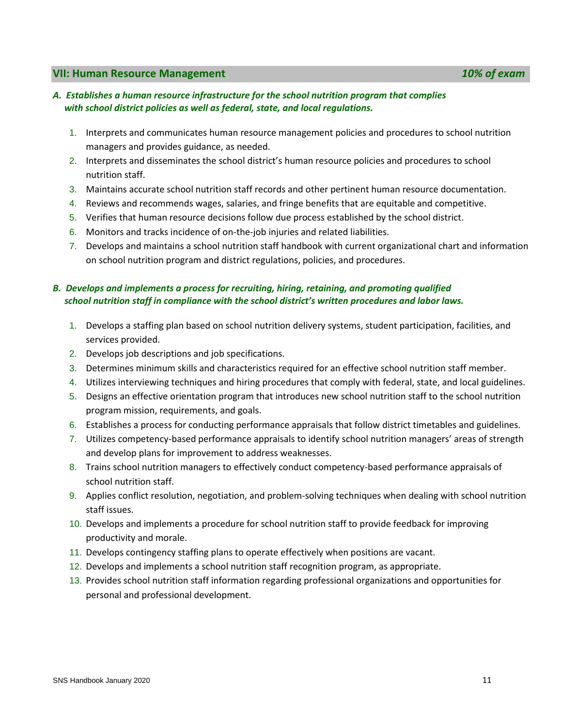## VII: Human Resource Management *10% of exam*

***A. Establishes a human resource infrastructure for the school nutrition program that complies with school district policies as well as federal, state, and local regulations.***

1. Interprets and communicates human resource management policies and procedures to school nutrition managers and provides guidance, as needed.
2. Interprets and disseminates the school district's human resource policies and procedures to school nutrition staff.
3. Maintains accurate school nutrition staff records and other pertinent human resource documentation.
4. Reviews and recommends wages, salaries, and fringe benefits that are equitable and competitive.
5. Verifies that human resource decisions follow due process established by the school district.
6. Monitors and tracks incidence of on-the-job injuries and related liabilities.
7. Develops and maintains a school nutrition staff handbook with current organizational chart and information on school nutrition program and district regulations, policies, and procedures.

***B. Develops and implements a process for recruiting, hiring, retaining, and promoting qualified school nutrition staff in compliance with the school district's written procedures and labor laws.***

1. Develops a staffing plan based on school nutrition delivery systems, student participation, facilities, and services provided.
2. Develops job descriptions and job specifications.
3. Determines minimum skills and characteristics required for an effective school nutrition staff member.
4. Utilizes interviewing techniques and hiring procedures that comply with federal, state, and local guidelines.
5. Designs an effective orientation program that introduces new school nutrition staff to the school nutrition program mission, requirements, and goals.
6. Establishes a process for conducting performance appraisals that follow district timetables and guidelines.
7. Utilizes competency-based performance appraisals to identify school nutrition managers' areas of strength and develop plans for improvement to address weaknesses.
8. Trains school nutrition managers to effectively conduct competency-based performance appraisals of school nutrition staff.
9. Applies conflict resolution, negotiation, and problem-solving techniques when dealing with school nutrition staff issues.
10. Develops and implements a procedure for school nutrition staff to provide feedback for improving productivity and morale.
11. Develops contingency staffing plans to operate effectively when positions are vacant.
12. Develops and implements a school nutrition staff recognition program, as appropriate.
13. Provides school nutrition staff information regarding professional organizations and opportunities for personal and professional development.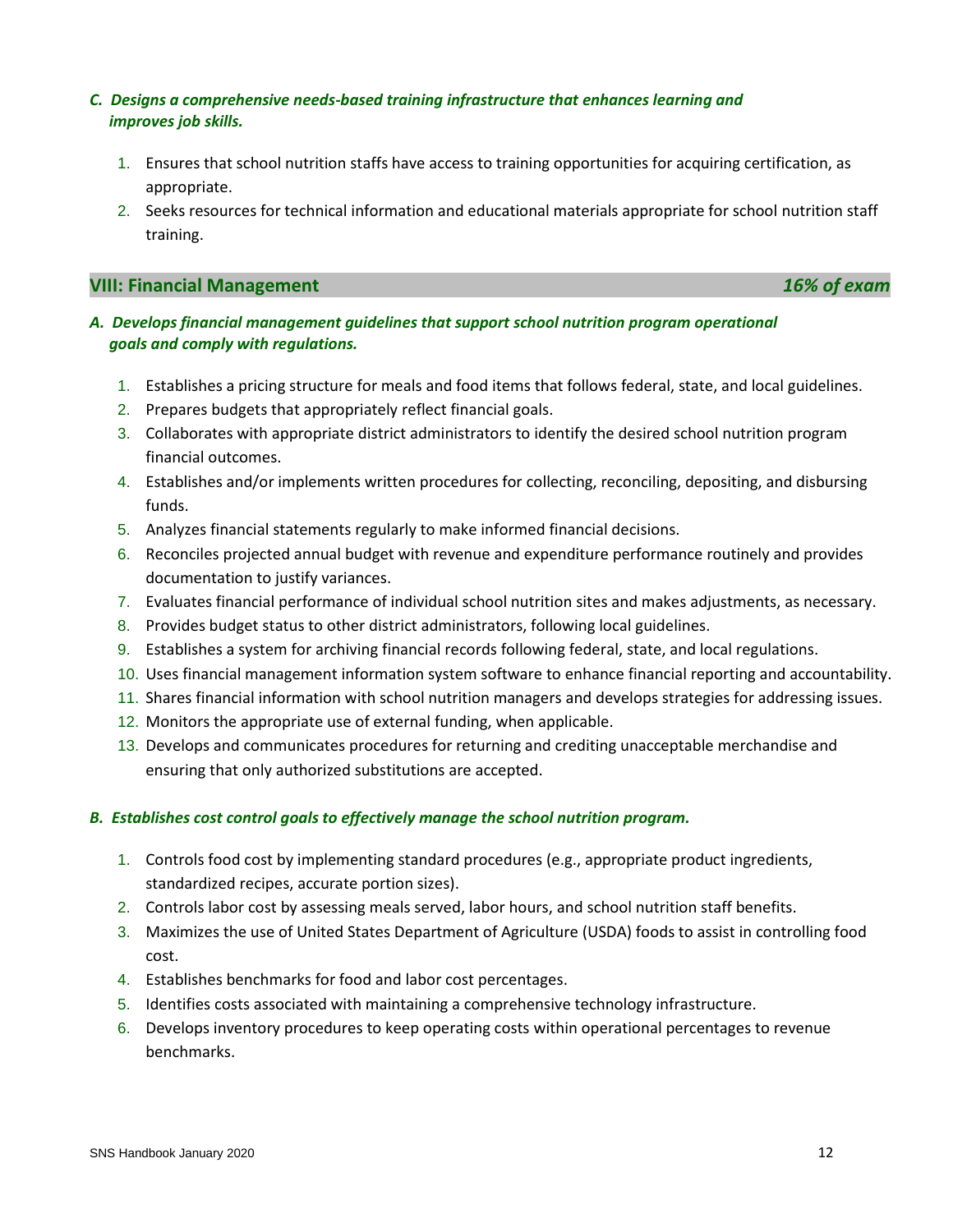*C. Designs a comprehensive needs-based training infrastructure that enhances learning and improves job skills.*

1. Ensures that school nutrition staffs have access to training opportunities for acquiring certification, as appropriate.
2. Seeks resources for technical information and educational materials appropriate for school nutrition staff training.

## VIII: Financial Management — *16% of exam*

*A. Develops financial management guidelines that support school nutrition program operational goals and comply with regulations.*

1. Establishes a pricing structure for meals and food items that follows federal, state, and local guidelines.
2. Prepares budgets that appropriately reflect financial goals.
3. Collaborates with appropriate district administrators to identify the desired school nutrition program financial outcomes.
4. Establishes and/or implements written procedures for collecting, reconciling, depositing, and disbursing funds.
5. Analyzes financial statements regularly to make informed financial decisions.
6. Reconciles projected annual budget with revenue and expenditure performance routinely and provides documentation to justify variances.
7. Evaluates financial performance of individual school nutrition sites and makes adjustments, as necessary.
8. Provides budget status to other district administrators, following local guidelines.
9. Establishes a system for archiving financial records following federal, state, and local regulations.
10. Uses financial management information system software to enhance financial reporting and accountability.
11. Shares financial information with school nutrition managers and develops strategies for addressing issues.
12. Monitors the appropriate use of external funding, when applicable.
13. Develops and communicates procedures for returning and crediting unacceptable merchandise and ensuring that only authorized substitutions are accepted.

*B. Establishes cost control goals to effectively manage the school nutrition program.*

1. Controls food cost by implementing standard procedures (e.g., appropriate product ingredients, standardized recipes, accurate portion sizes).
2. Controls labor cost by assessing meals served, labor hours, and school nutrition staff benefits.
3. Maximizes the use of United States Department of Agriculture (USDA) foods to assist in controlling food cost.
4. Establishes benchmarks for food and labor cost percentages.
5. Identifies costs associated with maintaining a comprehensive technology infrastructure.
6. Develops inventory procedures to keep operating costs within operational percentages to revenue benchmarks.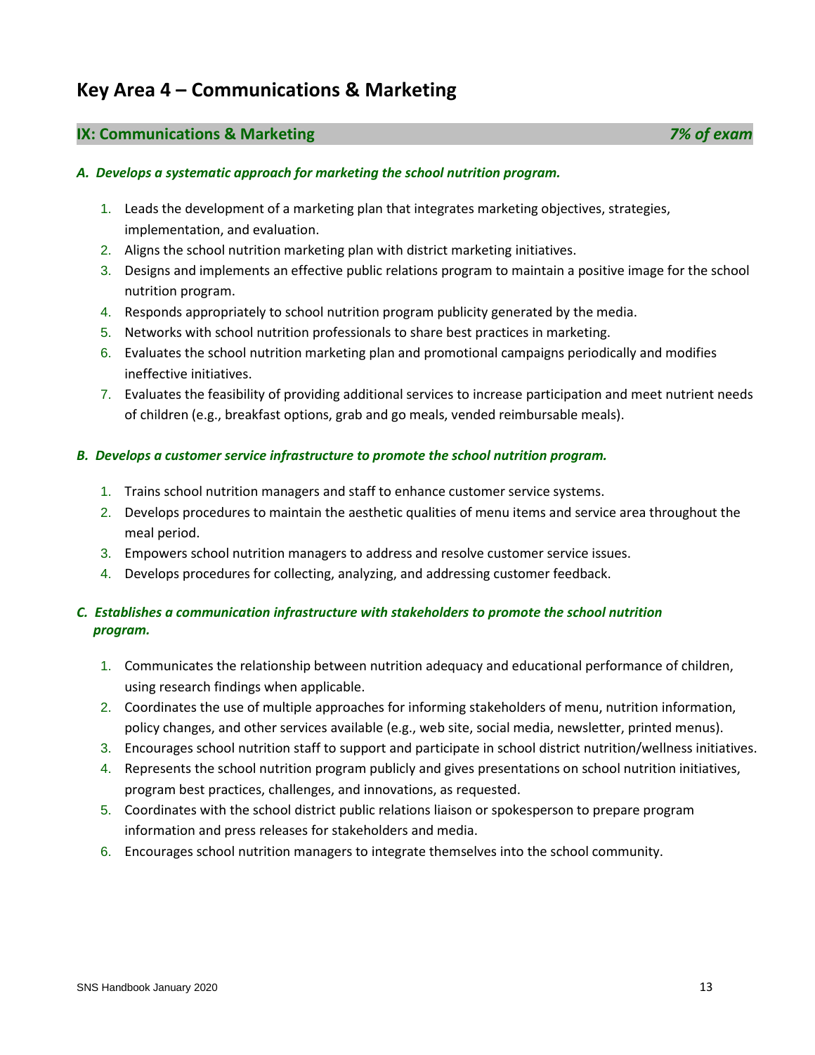## Key Area 4 – Communications & Marketing

### IX: Communications & Marketing — *7% of exam*

***A. Develops a systematic approach for marketing the school nutrition program.***

1. Leads the development of a marketing plan that integrates marketing objectives, strategies, implementation, and evaluation.
2. Aligns the school nutrition marketing plan with district marketing initiatives.
3. Designs and implements an effective public relations program to maintain a positive image for the school nutrition program.
4. Responds appropriately to school nutrition program publicity generated by the media.
5. Networks with school nutrition professionals to share best practices in marketing.
6. Evaluates the school nutrition marketing plan and promotional campaigns periodically and modifies ineffective initiatives.
7. Evaluates the feasibility of providing additional services to increase participation and meet nutrient needs of children (e.g., breakfast options, grab and go meals, vended reimbursable meals).

***B. Develops a customer service infrastructure to promote the school nutrition program.***

1. Trains school nutrition managers and staff to enhance customer service systems.
2. Develops procedures to maintain the aesthetic qualities of menu items and service area throughout the meal period.
3. Empowers school nutrition managers to address and resolve customer service issues.
4. Develops procedures for collecting, analyzing, and addressing customer feedback.

***C. Establishes a communication infrastructure with stakeholders to promote the school nutrition program.***

1. Communicates the relationship between nutrition adequacy and educational performance of children, using research findings when applicable.
2. Coordinates the use of multiple approaches for informing stakeholders of menu, nutrition information, policy changes, and other services available (e.g., web site, social media, newsletter, printed menus).
3. Encourages school nutrition staff to support and participate in school district nutrition/wellness initiatives.
4. Represents the school nutrition program publicly and gives presentations on school nutrition initiatives, program best practices, challenges, and innovations, as requested.
5. Coordinates with the school district public relations liaison or spokesperson to prepare program information and press releases for stakeholders and media.
6. Encourages school nutrition managers to integrate themselves into the school community.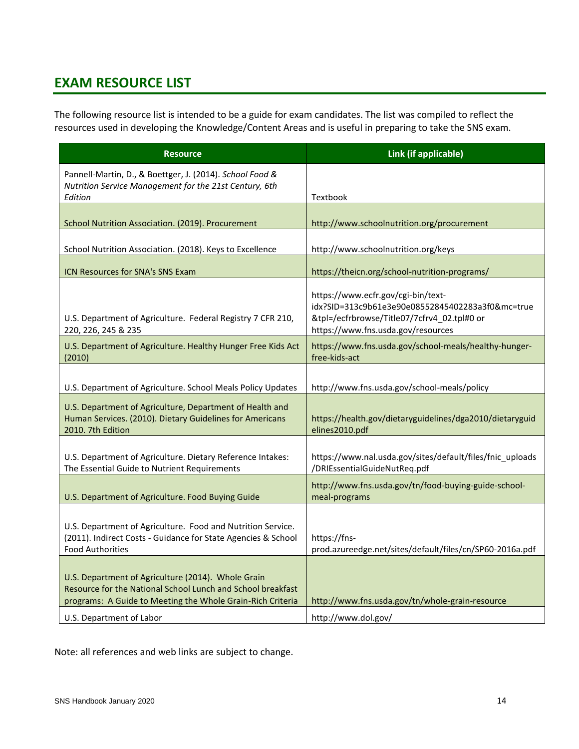## EXAM RESOURCE LIST

The following resource list is intended to be a guide for exam candidates. The list was compiled to reflect the resources used in developing the Knowledge/Content Areas and is useful in preparing to take the SNS exam.

| Resource | Link (if applicable) |
|---|---|
| Pannell-Martin, D., & Boettger, J. (2014). *School Food & Nutrition Service Management for the 21st Century, 6th Edition* | Textbook |
| School Nutrition Association. (2019). Procurement | http://www.schoolnutrition.org/procurement |
| School Nutrition Association. (2018). Keys to Excellence | http://www.schoolnutrition.org/keys |
| ICN Resources for SNA's SNS Exam | https://theicn.org/school-nutrition-programs/ |
| U.S. Department of Agriculture. Federal Registry 7 CFR 210, 220, 226, 245 & 235 | https://www.ecfr.gov/cgi-bin/text-idx?SID=313c9b61e3e90e08552845402283a3f0&mc=true&tpl=/ecfrbrowse/Title07/7cfrv4_02.tpl#0 or https://www.fns.usda.gov/resources |
| U.S. Department of Agriculture. Healthy Hunger Free Kids Act (2010) | https://www.fns.usda.gov/school-meals/healthy-hunger-free-kids-act |
| U.S. Department of Agriculture. School Meals Policy Updates | http://www.fns.usda.gov/school-meals/policy |
| U.S. Department of Agriculture, Department of Health and Human Services. (2010). Dietary Guidelines for Americans 2010. 7th Edition | https://health.gov/dietaryguidelines/dga2010/dietaryguidelines2010.pdf |
| U.S. Department of Agriculture. Dietary Reference Intakes: The Essential Guide to Nutrient Requirements | https://www.nal.usda.gov/sites/default/files/fnic_uploads/DRIEssentialGuideNutReq.pdf |
| U.S. Department of Agriculture. Food Buying Guide | http://www.fns.usda.gov/tn/food-buying-guide-school-meal-programs |
| U.S. Department of Agriculture. Food and Nutrition Service. (2011). Indirect Costs - Guidance for State Agencies & School Food Authorities | https://fns-prod.azureedge.net/sites/default/files/cn/SP60-2016a.pdf |
| U.S. Department of Agriculture (2014). Whole Grain Resource for the National School Lunch and School breakfast programs: A Guide to Meeting the Whole Grain-Rich Criteria | http://www.fns.usda.gov/tn/whole-grain-resource |
| U.S. Department of Labor | http://www.dol.gov/ |

Note: all references and web links are subject to change.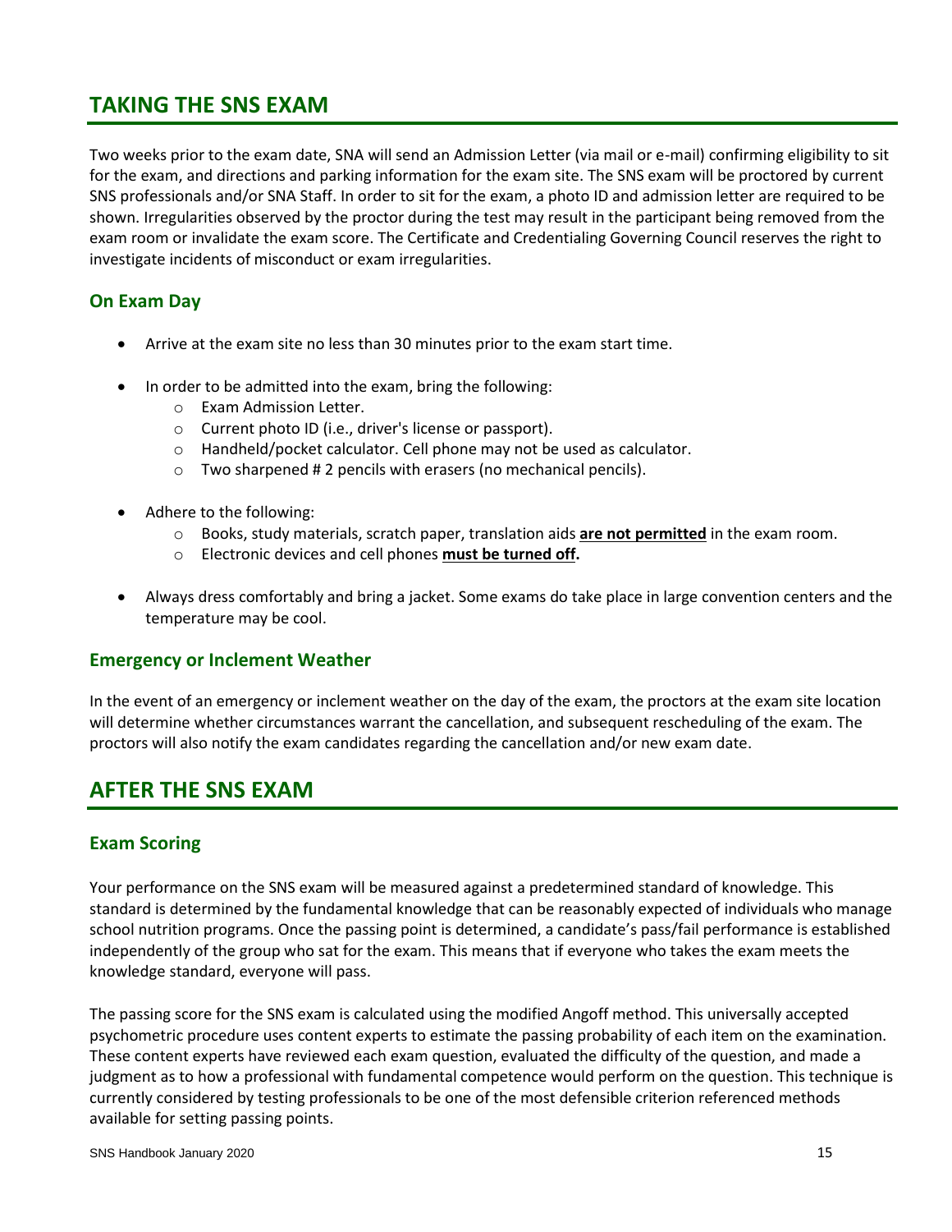## TAKING THE SNS EXAM

Two weeks prior to the exam date, SNA will send an Admission Letter (via mail or e-mail) confirming eligibility to sit for the exam, and directions and parking information for the exam site. The SNS exam will be proctored by current SNS professionals and/or SNA Staff. In order to sit for the exam, a photo ID and admission letter are required to be shown. Irregularities observed by the proctor during the test may result in the participant being removed from the exam room or invalidate the exam score. The Certificate and Credentialing Governing Council reserves the right to investigate incidents of misconduct or exam irregularities.

### On Exam Day

- Arrive at the exam site no less than 30 minutes prior to the exam start time.
- In order to be admitted into the exam, bring the following:
  - Exam Admission Letter.
  - Current photo ID (i.e., driver's license or passport).
  - Handheld/pocket calculator. Cell phone may not be used as calculator.
  - Two sharpened # 2 pencils with erasers (no mechanical pencils).
- Adhere to the following:
  - Books, study materials, scratch paper, translation aids **are not permitted** in the exam room.
  - Electronic devices and cell phones **must be turned off.**
- Always dress comfortably and bring a jacket. Some exams do take place in large convention centers and the temperature may be cool.

### Emergency or Inclement Weather

In the event of an emergency or inclement weather on the day of the exam, the proctors at the exam site location will determine whether circumstances warrant the cancellation, and subsequent rescheduling of the exam. The proctors will also notify the exam candidates regarding the cancellation and/or new exam date.

## AFTER THE SNS EXAM

### Exam Scoring

Your performance on the SNS exam will be measured against a predetermined standard of knowledge. This standard is determined by the fundamental knowledge that can be reasonably expected of individuals who manage school nutrition programs. Once the passing point is determined, a candidate's pass/fail performance is established independently of the group who sat for the exam. This means that if everyone who takes the exam meets the knowledge standard, everyone will pass.

The passing score for the SNS exam is calculated using the modified Angoff method. This universally accepted psychometric procedure uses content experts to estimate the passing probability of each item on the examination. These content experts have reviewed each exam question, evaluated the difficulty of the question, and made a judgment as to how a professional with fundamental competence would perform on the question. This technique is currently considered by testing professionals to be one of the most defensible criterion referenced methods available for setting passing points.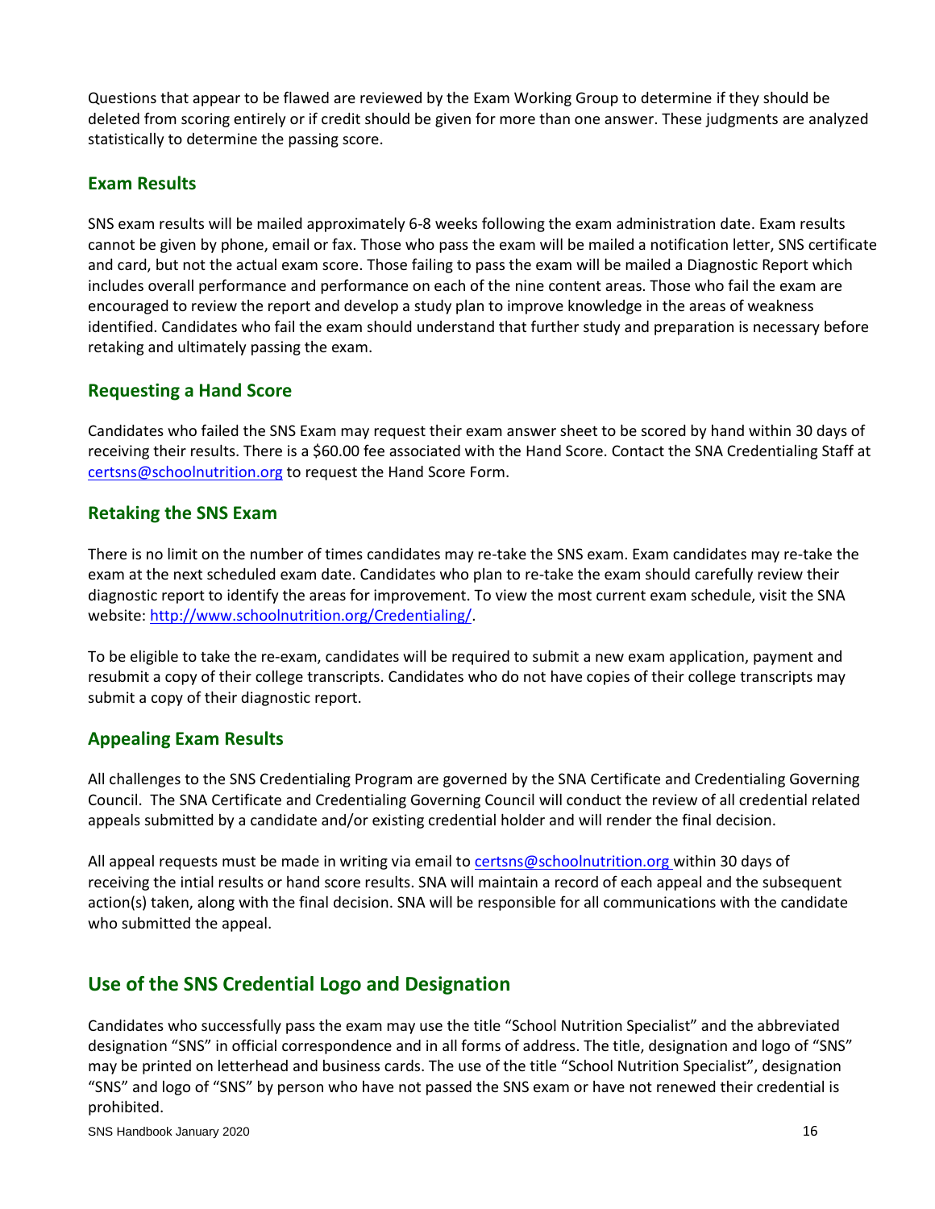Questions that appear to be flawed are reviewed by the Exam Working Group to determine if they should be deleted from scoring entirely or if credit should be given for more than one answer. These judgments are analyzed statistically to determine the passing score.

### Exam Results

SNS exam results will be mailed approximately 6-8 weeks following the exam administration date. Exam results cannot be given by phone, email or fax. Those who pass the exam will be mailed a notification letter, SNS certificate and card, but not the actual exam score. Those failing to pass the exam will be mailed a Diagnostic Report which includes overall performance and performance on each of the nine content areas. Those who fail the exam are encouraged to review the report and develop a study plan to improve knowledge in the areas of weakness identified. Candidates who fail the exam should understand that further study and preparation is necessary before retaking and ultimately passing the exam.

### Requesting a Hand Score

Candidates who failed the SNS Exam may request their exam answer sheet to be scored by hand within 30 days of receiving their results. There is a $60.00 fee associated with the Hand Score. Contact the SNA Credentialing Staff at certsns@schoolnutrition.org to request the Hand Score Form.

### Retaking the SNS Exam

There is no limit on the number of times candidates may re-take the SNS exam. Exam candidates may re-take the exam at the next scheduled exam date. Candidates who plan to re-take the exam should carefully review their diagnostic report to identify the areas for improvement. To view the most current exam schedule, visit the SNA website: http://www.schoolnutrition.org/Credentialing/.

To be eligible to take the re-exam, candidates will be required to submit a new exam application, payment and resubmit a copy of their college transcripts. Candidates who do not have copies of their college transcripts may submit a copy of their diagnostic report.

### Appealing Exam Results

All challenges to the SNS Credentialing Program are governed by the SNA Certificate and Credentialing Governing Council. The SNA Certificate and Credentialing Governing Council will conduct the review of all credential related appeals submitted by a candidate and/or existing credential holder and will render the final decision.

All appeal requests must be made in writing via email to certsns@schoolnutrition.org within 30 days of receiving the intial results or hand score results. SNA will maintain a record of each appeal and the subsequent action(s) taken, along with the final decision. SNA will be responsible for all communications with the candidate who submitted the appeal.

## Use of the SNS Credential Logo and Designation

Candidates who successfully pass the exam may use the title "School Nutrition Specialist" and the abbreviated designation "SNS" in official correspondence and in all forms of address. The title, designation and logo of "SNS" may be printed on letterhead and business cards. The use of the title "School Nutrition Specialist", designation "SNS" and logo of "SNS" by person who have not passed the SNS exam or have not renewed their credential is prohibited.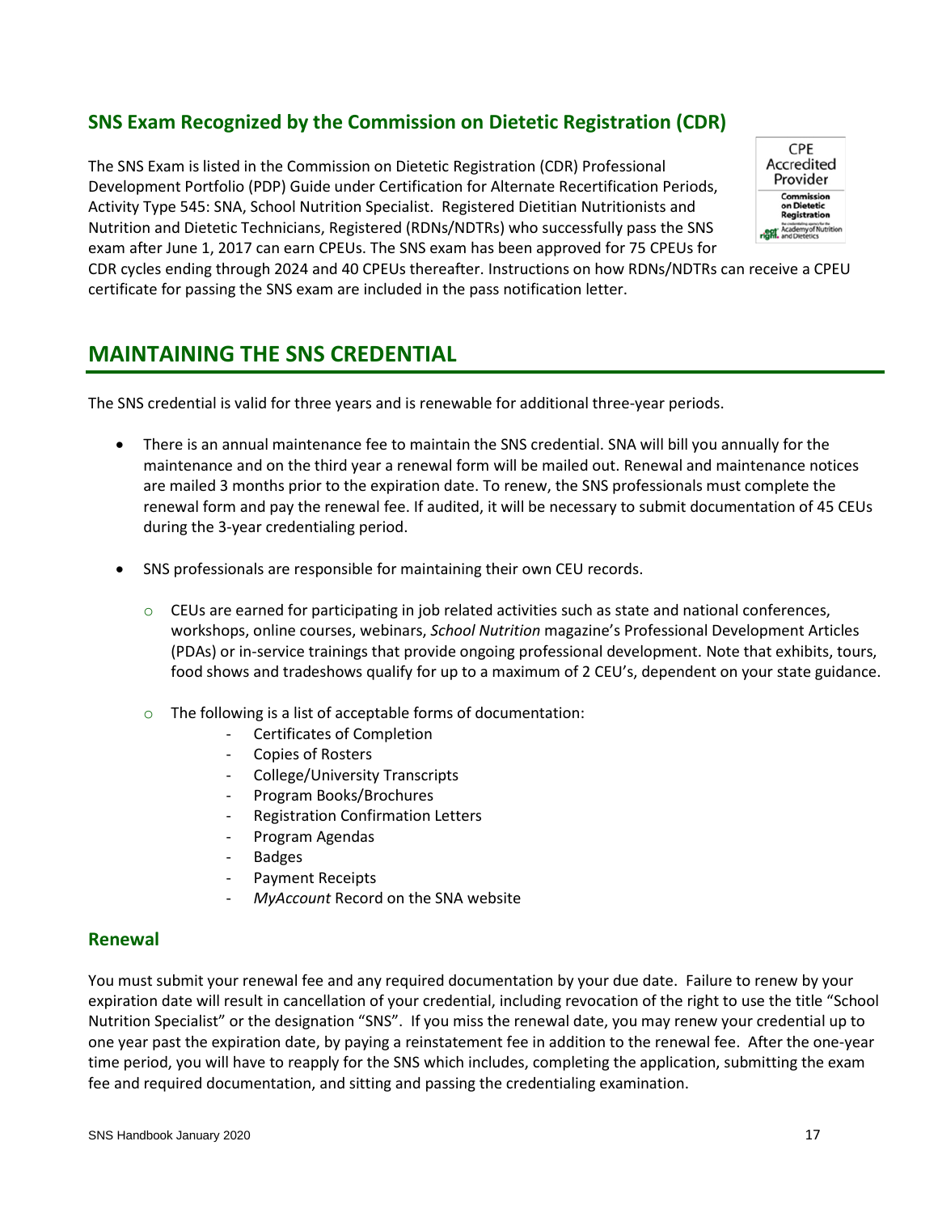## SNS Exam Recognized by the Commission on Dietetic Registration (CDR)

The SNS Exam is listed in the Commission on Dietetic Registration (CDR) Professional Development Portfolio (PDP) Guide under Certification for Alternate Recertification Periods, Activity Type 545: SNA, School Nutrition Specialist. Registered Dietitian Nutritionists and Nutrition and Dietetic Technicians, Registered (RDNs/NDTRs) who successfully pass the SNS exam after June 1, 2017 can earn CPEUs. The SNS exam has been approved for 75 CPEUs for CDR cycles ending through 2024 and 40 CPEUs thereafter. Instructions on how RDNs/NDTRs can receive a CPEU certificate for passing the SNS exam are included in the pass notification letter.

# MAINTAINING THE SNS CREDENTIAL

The SNS credential is valid for three years and is renewable for additional three-year periods.

- There is an annual maintenance fee to maintain the SNS credential. SNA will bill you annually for the maintenance and on the third year a renewal form will be mailed out. Renewal and maintenance notices are mailed 3 months prior to the expiration date. To renew, the SNS professionals must complete the renewal form and pay the renewal fee. If audited, it will be necessary to submit documentation of 45 CEUs during the 3-year credentialing period.

- SNS professionals are responsible for maintaining their own CEU records.
  - CEUs are earned for participating in job related activities such as state and national conferences, workshops, online courses, webinars, *School Nutrition* magazine's Professional Development Articles (PDAs) or in-service trainings that provide ongoing professional development. Note that exhibits, tours, food shows and tradeshows qualify for up to a maximum of 2 CEU's, dependent on your state guidance.
  - The following is a list of acceptable forms of documentation:
    - Certificates of Completion
    - Copies of Rosters
    - College/University Transcripts
    - Program Books/Brochures
    - Registration Confirmation Letters
    - Program Agendas
    - Badges
    - Payment Receipts
    - *MyAccount* Record on the SNA website

### Renewal

You must submit your renewal fee and any required documentation by your due date. Failure to renew by your expiration date will result in cancellation of your credential, including revocation of the right to use the title "School Nutrition Specialist" or the designation "SNS". If you miss the renewal date, you may renew your credential up to one year past the expiration date, by paying a reinstatement fee in addition to the renewal fee. After the one-year time period, you will have to reapply for the SNS which includes, completing the application, submitting the exam fee and required documentation, and sitting and passing the credentialing examination.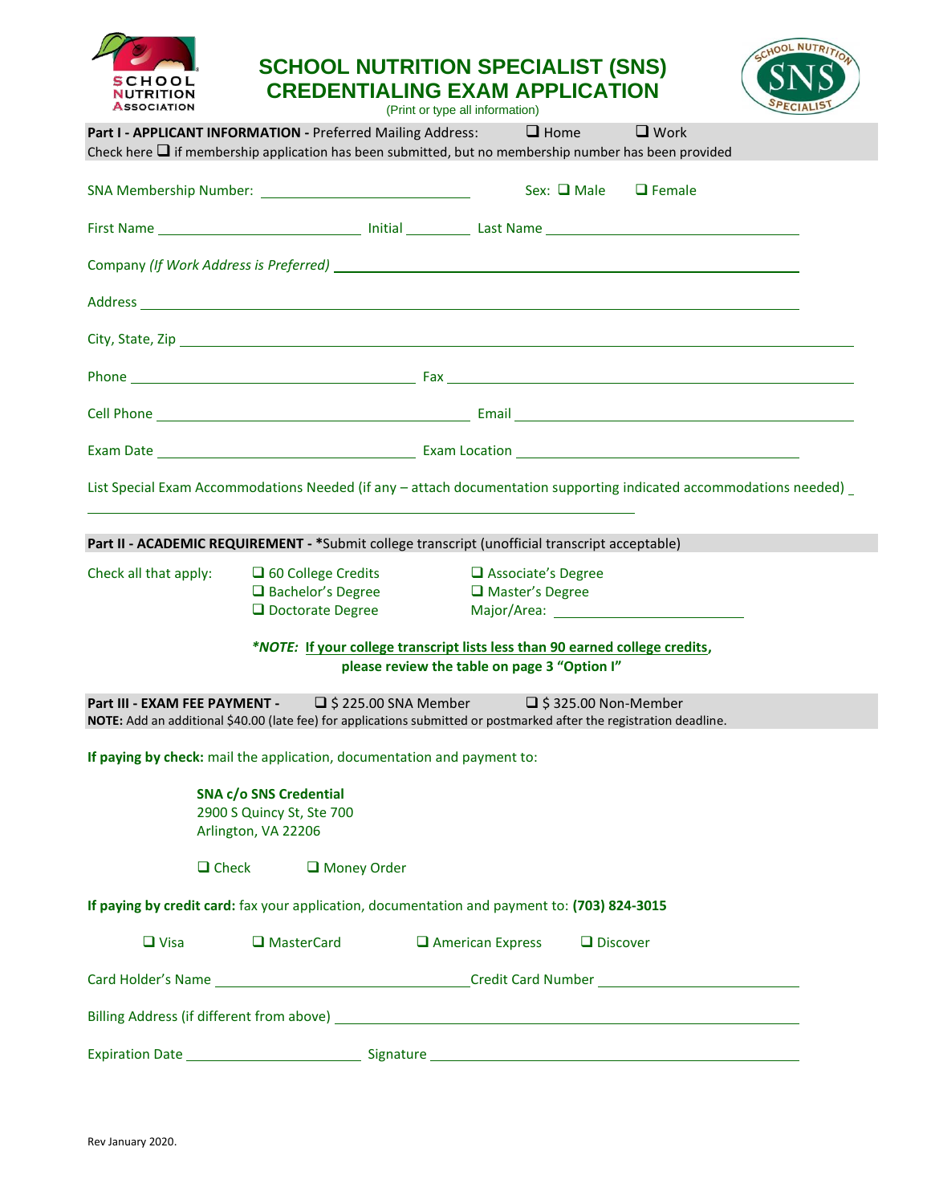# SCHOOL NUTRITION SPECIALIST (SNS) CREDENTIALING EXAM APPLICATION

(Print or type all information)

**Part I - APPLICANT INFORMATION -** Preferred Mailing Address: ❑ Home ❑ Work

Check here ❑ if membership application has been submitted, but no membership number has been provided

SNA Membership Number: ____________________ Sex: ❑ Male ❑ Female

First Name ____________________ Initial ________ Last Name ____________________

Company *(If Work Address is Preferred)* ____________________

Address ____________________

City, State, Zip ____________________

Phone ____________________ Fax ____________________

Cell Phone ____________________ Email ____________________

Exam Date ____________________ Exam Location ____________________

List Special Exam Accommodations Needed (if any – attach documentation supporting indicated accommodations needed) ____________________

**Part II - ACADEMIC REQUIREMENT -** *Submit college transcript (unofficial transcript acceptable)

Check all that apply:

- ❑ 60 College Credits
- ❑ Associate's Degree
- ❑ Bachelor's Degree
- ❑ Master's Degree
- ❑ Doctorate Degree
- Major/Area: ____________________

***NOTE:*** **If your college transcript lists less than 90 earned college credits, please review the table on page 3 "Option I"**

**Part III - EXAM FEE PAYMENT -** ❑ $ 225.00 SNA Member ❑ $ 325.00 Non-Member

**NOTE:** Add an additional $40.00 (late fee) for applications submitted or postmarked after the registration deadline.

**If paying by check:** mail the application, documentation and payment to:

**SNA c/o SNS Credential**
2900 S Quincy St, Ste 700
Arlington, VA 22206

❑ Check ❑ Money Order

**If paying by credit card:** fax your application, documentation and payment to: **(703) 824-3015**

❑ Visa ❑ MasterCard ❑ American Express ❑ Discover

Card Holder's Name ____________________ Credit Card Number ____________________

Billing Address (if different from above) ____________________

Expiration Date ____________________ Signature ____________________

Rev January 2020.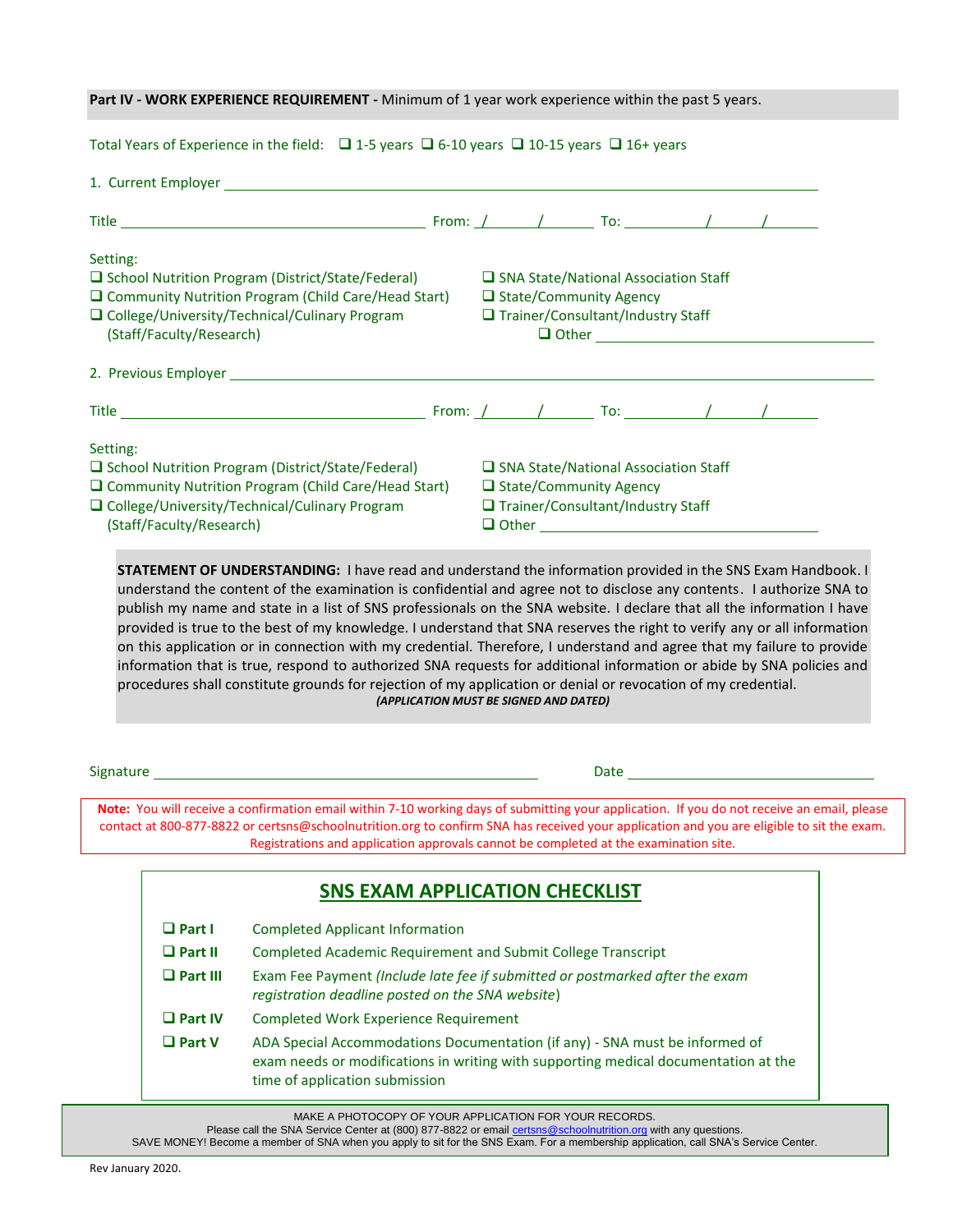**Part IV - WORK EXPERIENCE REQUIREMENT -** Minimum of 1 year work experience within the past 5 years.

Total Years of Experience in the field: ❑ 1-5 years ❑ 6-10 years ❑ 10-15 years ❑ 16+ years

1. Current Employer ______________________________________________

Title ______________________ From: ___/___/___ To: ___/___/___

Setting:

❑ School Nutrition Program (District/State/Federal)
❑ Community Nutrition Program (Child Care/Head Start)
❑ College/University/Technical/Culinary Program (Staff/Faculty/Research)
❑ SNA State/National Association Staff
❑ State/Community Agency
❑ Trainer/Consultant/Industry Staff
❑ Other ______________________

2. Previous Employer ______________________________________________

Title ______________________ From: ___/___/___ To: ___/___/___

Setting:

❑ School Nutrition Program (District/State/Federal)
❑ Community Nutrition Program (Child Care/Head Start)
❑ College/University/Technical/Culinary Program (Staff/Faculty/Research)
❑ SNA State/National Association Staff
❑ State/Community Agency
❑ Trainer/Consultant/Industry Staff
❑ Other ______________________

**STATEMENT OF UNDERSTANDING:** I have read and understand the information provided in the SNS Exam Handbook. I understand the content of the examination is confidential and agree not to disclose any contents. I authorize SNA to publish my name and state in a list of SNS professionals on the SNA website. I declare that all the information I have provided is true to the best of my knowledge. I understand that SNA reserves the right to verify any or all information on this application or in connection with my credential. Therefore, I understand and agree that my failure to provide information that is true, respond to authorized SNA requests for additional information or abide by SNA policies and procedures shall constitute grounds for rejection of my application or denial or revocation of my credential.

***(APPLICATION MUST BE SIGNED AND DATED)***

Signature ______________________________ Date ____________________

**Note:** You will receive a confirmation email within 7-10 working days of submitting your application. If you do not receive an email, please contact at 800-877-8822 or certsns@schoolnutrition.org to confirm SNA has received your application and you are eligible to sit the exam. Registrations and application approvals cannot be completed at the examination site.

## SNS EXAM APPLICATION CHECKLIST

- ❑ **Part I** Completed Applicant Information
- ❑ **Part II** Completed Academic Requirement and Submit College Transcript
- ❑ **Part III** Exam Fee Payment *(Include late fee if submitted or postmarked after the exam registration deadline posted on the SNA website)*
- ❑ **Part IV** Completed Work Experience Requirement
- ❑ **Part V** ADA Special Accommodations Documentation (if any) - SNA must be informed of exam needs or modifications in writing with supporting medical documentation at the time of application submission

MAKE A PHOTOCOPY OF YOUR APPLICATION FOR YOUR RECORDS.
Please call the SNA Service Center at (800) 877-8822 or email certsns@schoolnutrition.org with any questions.
SAVE MONEY! Become a member of SNA when you apply to sit for the SNS Exam. For a membership application, call SNA's Service Center.

Rev January 2020.